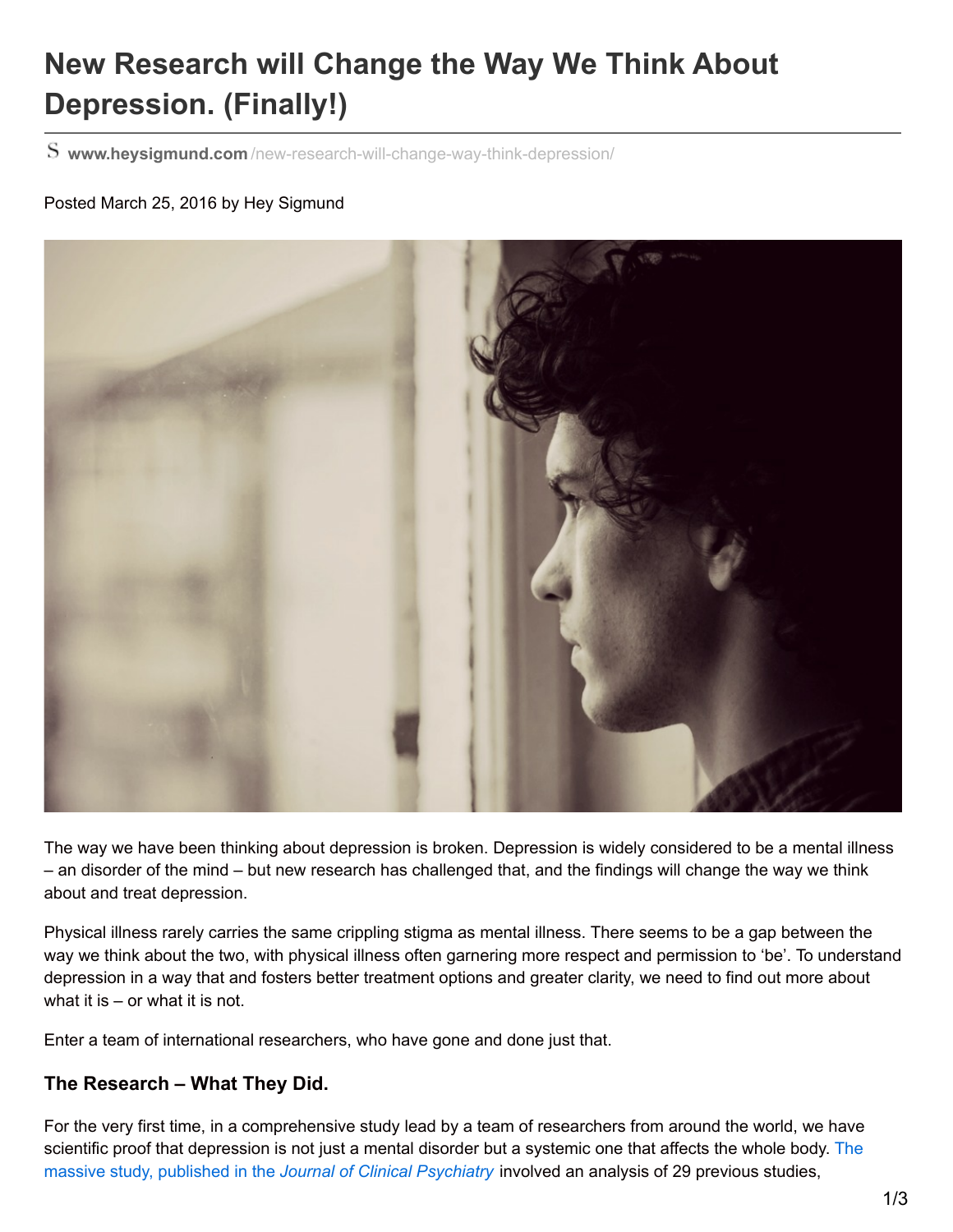# New Research will Change the Way We Think About Depression. (Finally!)

www.heysigmund.com/new-research-will-change-way-think-depression/

Posted March 25, 2016 by Hey Sigmund

The way we have been thinking about depression is broken. Depression is widely considered to be a mental illness – an disorder of the mind – but new research has challenged that, and the findings will change the way we think about and treat depression.

Physical illness rarely carries the same crippling stigma as mental illness. There seems to be a gap between the way we think about the two, with physical illness often garnering more respect and permission to 'be'. To understand depression in a way that and fosters better treatment options and greater clarity, we need to find out more about what it is – or what it is not.

Enter a team of international researchers, who have gone and done just that.

### The Research – What They Did.

For the very first time, in a comprehensive study lead by a team of researchers from around the world, we have scientific proof that depression is not just a mental disorder but a systemic one that affects the whole body. The massive study, published in the *Journal of Clinical Psychiatry* involved an analysis of 29 previous studies,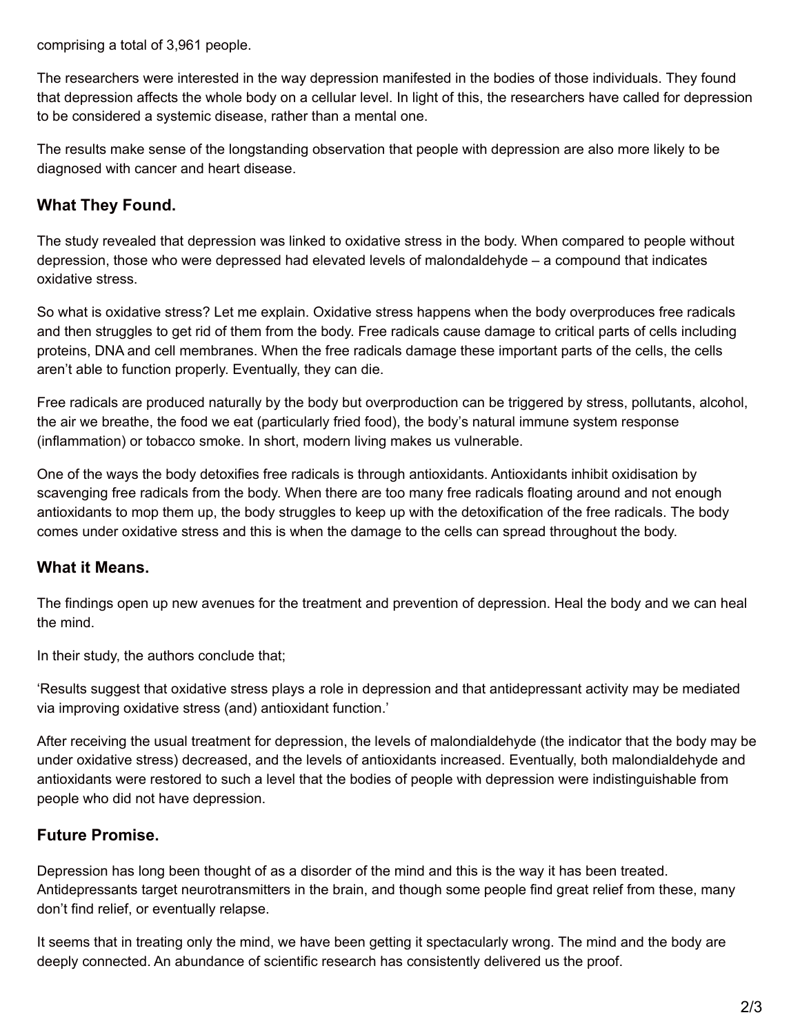comprising a total of 3,961 people.

The researchers were interested in the way depression manifested in the bodies of those individuals. They found that depression affects the whole body on a cellular level. In light of this, the researchers have called for depression to be considered a systemic disease, rather than a mental one.

The results make sense of the longstanding observation that people with depression are also more likely to be diagnosed with cancer and heart disease.

### What They Found.

The study revealed that depression was linked to oxidative stress in the body. When compared to people without depression, those who were depressed had elevated levels of malondaldehyde – a compound that indicates oxidative stress.

So what is oxidative stress? Let me explain. Oxidative stress happens when the body overproduces free radicals and then struggles to get rid of them from the body. Free radicals cause damage to critical parts of cells including proteins, DNA and cell membranes. When the free radicals damage these important parts of the cells, the cells aren't able to function properly. Eventually, they can die.

Free radicals are produced naturally by the body but overproduction can be triggered by stress, pollutants, alcohol, the air we breathe, the food we eat (particularly fried food), the body's natural immune system response (inflammation) or tobacco smoke. In short, modern living makes us vulnerable.

One of the ways the body detoxifies free radicals is through antioxidants. Antioxidants inhibit oxidisation by scavenging free radicals from the body. When there are too many free radicals floating around and not enough antioxidants to mop them up, the body struggles to keep up with the detoxification of the free radicals. The body comes under oxidative stress and this is when the damage to the cells can spread throughout the body.

### What it Means.

The findings open up new avenues for the treatment and prevention of depression. Heal the body and we can heal the mind.

In their study, the authors conclude that;

'Results suggest that oxidative stress plays a role in depression and that antidepressant activity may be mediated via improving oxidative stress (and) antioxidant function.'

After receiving the usual treatment for depression, the levels of malondialdehyde (the indicator that the body may be under oxidative stress) decreased, and the levels of antioxidants increased. Eventually, both malondialdehyde and antioxidants were restored to such a level that the bodies of people with depression were indistinguishable from people who did not have depression.

### Future Promise.

Depression has long been thought of as a disorder of the mind and this is the way it has been treated. Antidepressants target neurotransmitters in the brain, and though some people find great relief from these, many don't find relief, or eventually relapse.

It seems that in treating only the mind, we have been getting it spectacularly wrong. The mind and the body are deeply connected. An abundance of scientific research has consistently delivered us the proof.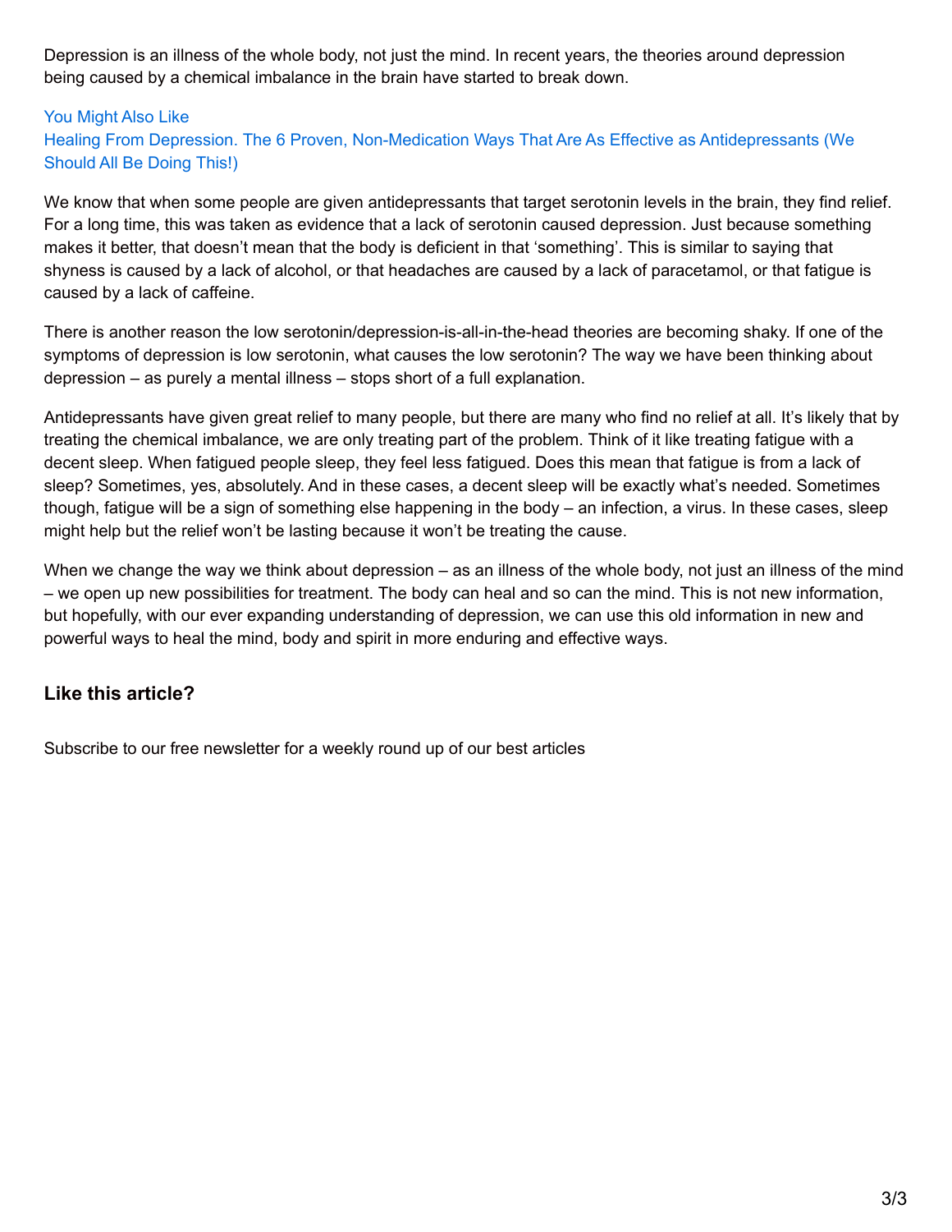Depression is an illness of the whole body, not just the mind. In recent years, the theories around depression being caused by a chemical imbalance in the brain have started to break down.

You Might Also Like
Healing From Depression. The 6 Proven, Non-Medication Ways That Are As Effective as Antidepressants (We Should All Be Doing This!)

We know that when some people are given antidepressants that target serotonin levels in the brain, they find relief. For a long time, this was taken as evidence that a lack of serotonin caused depression. Just because something makes it better, that doesn't mean that the body is deficient in that 'something'. This is similar to saying that shyness is caused by a lack of alcohol, or that headaches are caused by a lack of paracetamol, or that fatigue is caused by a lack of caffeine.

There is another reason the low serotonin/depression-is-all-in-the-head theories are becoming shaky. If one of the symptoms of depression is low serotonin, what causes the low serotonin? The way we have been thinking about depression – as purely a mental illness – stops short of a full explanation.

Antidepressants have given great relief to many people, but there are many who find no relief at all. It's likely that by treating the chemical imbalance, we are only treating part of the problem. Think of it like treating fatigue with a decent sleep. When fatigued people sleep, they feel less fatigued. Does this mean that fatigue is from a lack of sleep? Sometimes, yes, absolutely. And in these cases, a decent sleep will be exactly what's needed. Sometimes though, fatigue will be a sign of something else happening in the body – an infection, a virus. In these cases, sleep might help but the relief won't be lasting because it won't be treating the cause.

When we change the way we think about depression – as an illness of the whole body, not just an illness of the mind – we open up new possibilities for treatment. The body can heal and so can the mind. This is not new information, but hopefully, with our ever expanding understanding of depression, we can use this old information in new and powerful ways to heal the mind, body and spirit in more enduring and effective ways.

### Like this article?

Subscribe to our free newsletter for a weekly round up of our best articles